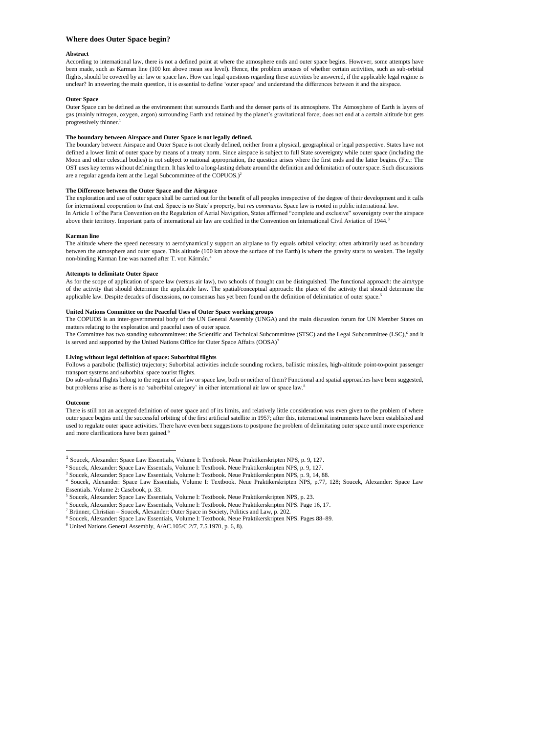# Where does Outer Space begin?

**Abstract**

According to international law, there is not a defined point at where the atmosphere ends and outer space begins. However, some attempts have been made, such as Karman line (100 km above mean sea level). Hence, the problem arouses of whether certain activities, such as sub-orbital flights, should be covered by air law or space law. How can legal questions regarding these activities be answered, if the applicable legal regime is unclear? In answering the main question, it is essential to define 'outer space' and understand the differences between it and the airspace.

**Outer Space**

Outer Space can be defined as the environment that surrounds Earth and the denser parts of its atmosphere. The Atmosphere of Earth is layers of gas (mainly nitrogen, oxygen, argon) surrounding Earth and retained by the planet's gravitational force; does not end at a certain altitude but gets progressively thinner.[1]

**The boundary between Airspace and Outer Space is not legally defined.**

The boundary between Airspace and Outer Space is not clearly defined, neither from a physical, geographical or legal perspective. States have not defined a lower limit of outer space by means of a treaty norm. Since airspace is subject to full State sovereignty while outer space (including the Moon and other celestial bodies) is not subject to national appropriation, the question arises where the first ends and the latter begins. (F.e.: The OST uses key terms without defining them. It has led to a long-lasting debate around the definition and delimitation of outer space. Such discussions are a regular agenda item at the Legal Subcommittee of the COPUOS.)[2]

**The Difference between the Outer Space and the Airspace**

The exploration and use of outer space shall be carried out for the benefit of all peoples irrespective of the degree of their development and it calls for international cooperation to that end. Space is no State's property, but *res communis*. Space law is rooted in public international law.
In Article 1 of the Paris Convention on the Regulation of Aerial Navigation, States affirmed "complete and exclusive" sovereignty over the airspace above their territory. Important parts of international air law are codified in the Convention on International Civil Aviation of 1944.[3]

**Karman line**

The altitude where the speed necessary to aerodynamically support an airplane to fly equals orbital velocity; often arbitrarily used as boundary between the atmosphere and outer space. This altitude (100 km above the surface of the Earth) is where the gravity starts to weaken. The legally non-binding Karman line was named after T. von Kármán.[4]

**Attempts to delimitate Outer Space**

As for the scope of application of space law (versus air law), two schools of thought can be distinguished. The functional approach: the aim/type of the activity that should determine the applicable law. The spatial/conceptual approach: the place of the activity that should determine the applicable law. Despite decades of discussions, no consensus has yet been found on the definition of delimitation of outer space.[5]

**United Nations Committee on the Peaceful Uses of Outer Space working groups**

The COPUOS is an inter-governmental body of the UN General Assembly (UNGA) and the main discussion forum for UN Member States on matters relating to the exploration and peaceful uses of outer space.
The Committee has two standing subcommittees: the Scientific and Technical Subcommittee (STSC) and the Legal Subcommittee (LSC),[6] and it is served and supported by the United Nations Office for Outer Space Affairs (OOSA)[7]

**Living without legal definition of space: Suborbital flights**

Follows a parabolic (ballistic) trajectory; Suborbital activities include sounding rockets, ballistic missiles, high-altitude point-to-point passenger transport systems and suborbital space tourist flights.
Do sub-orbital flights belong to the regime of air law or space law, both or neither of them? Functional and spatial approaches have been suggested, but problems arise as there is no 'suborbital category' in either international air law or space law.[8]

**Outcome**

There is still not an accepted definition of outer space and of its limits, and relatively little consideration was even given to the problem of where outer space begins until the successful orbiting of the first artificial satellite in 1957; after this, international instruments have been established and used to regulate outer space activities. There have even been suggestions to postpone the problem of delimitating outer space until more experience and more clarifications have been gained.[9]

---

[1] Soucek, Alexander: Space Law Essentials, Volume I: Textbook. Neue Praktikerskripten NPS, p. 9, 127.
[2] Soucek, Alexander: Space Law Essentials, Volume I: Textbook. Neue Praktikerskripten NPS, p. 9, 127.
[3] Soucek, Alexander: Space Law Essentials, Volume I: Textbook. Neue Praktikerskripten NPS, p. 9, 14, 88.
[4] Soucek, Alexander: Space Law Essentials, Volume I: Textbook. Neue Praktikerskripten NPS, p.77, 128; Soucek, Alexander: Space Law Essentials. Volume 2: Casebook, p. 33.
[5] Soucek, Alexander: Space Law Essentials, Volume I: Textbook. Neue Praktikerskripten NPS, p. 23.
[6] Soucek, Alexander: Space Law Essentials, Volume I: Textbook. Neue Praktikerskripten NPS. Page 16, 17.
[7] Brünner, Christian – Soucek, Alexander: Outer Space in Society, Politics and Law, p. 202.
[8] Soucek, Alexander: Space Law Essentials, Volume I: Textbook. Neue Praktikerskripten NPS. Pages 88–89.
[9] United Nations General Assembly, A/AC.105/C.2/7, 7.5.1970, p. 6, 8).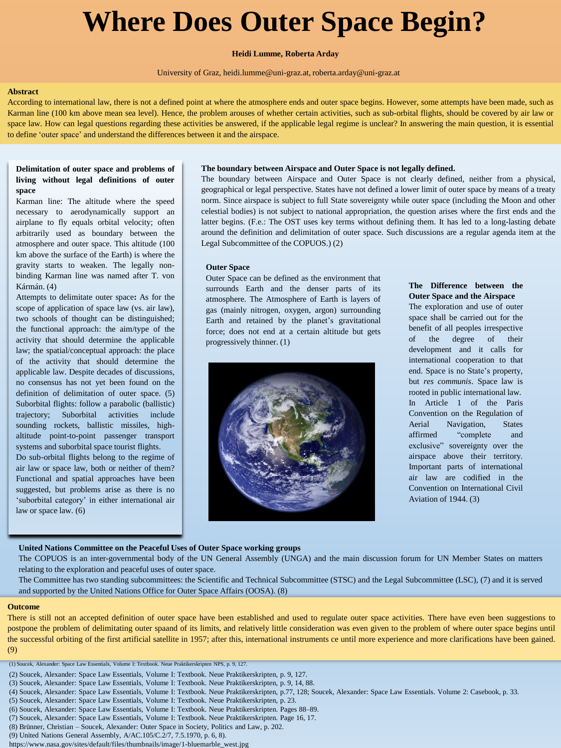# Where Does Outer Space Begin?

**Heidi Lumme, Roberta Arday**

University of Graz, heidi.lumme@uni-graz.at, roberta.arday@uni-graz.at

**Abstract**

According to international law, there is not a defined point at where the atmosphere ends and outer space begins. However, some attempts have been made, such as Karman line (100 km above mean sea level). Hence, the problem arouses of whether certain activities, such as sub-orbital flights, should be covered by air law or space law. How can legal questions regarding these activities be answered, if the applicable legal regime is unclear? In answering the main question, it is essential to define 'outer space' and understand the differences between it and the airspace.

**Delimitation of outer space and problems of living without legal definitions of outer space**

Karman line: The altitude where the speed necessary to aerodynamically support an airplane to fly equals orbital velocity; often arbitrarily used as boundary between the atmosphere and outer space. This altitude (100 km above the surface of the Earth) is where the gravity starts to weaken. The legally non-binding Karman line was named after T. von Kármán. (4)

Attempts to delimitate outer space**:** As for the scope of application of space law (vs. air law), two schools of thought can be distinguished; the functional approach: the aim/type of the activity that should determine the applicable law; the spatial/conceptual approach: the place of the activity that should determine the applicable law. Despite decades of discussions, no consensus has not yet been found on the definition of delimitation of outer space. (5)

Suborbital flights: follow a parabolic (ballistic) trajectory; Suborbital activities include sounding rockets, ballistic missiles, high-altitude point-to-point passenger transport systems and suborbital space tourist flights.

Do sub-orbital flights belong to the regime of air law or space law, both or neither of them? Functional and spatial approaches have been suggested, but problems arise as there is no 'suborbital category' in either international air law or space law. (6)

**The boundary between Airspace and Outer Space is not legally defined.**

The boundary between Airspace and Outer Space is not clearly defined, neither from a physical, geographical or legal perspective. States have not defined a lower limit of outer space by means of a treaty norm. Since airspace is subject to full State sovereignty while outer space (including the Moon and other celestial bodies) is not subject to national appropriation, the question arises where the first ends and the latter begins. (F.e.: The OST uses key terms without defining them. It has led to a long-lasting debate around the definition and delimitation of outer space. Such discussions are a regular agenda item at the Legal Subcommittee of the COPUOS.) (2)

**Outer Space**

Outer Space can be defined as the environment that surrounds Earth and the denser parts of its atmosphere. The Atmosphere of Earth is layers of gas (mainly nitrogen, oxygen, argon) surrounding Earth and retained by the planet's gravitational force; does not end at a certain altitude but gets progressively thinner. (1)

**The Difference between the Outer Space and the Airspace**

The exploration and use of outer space shall be carried out for the benefit of all peoples irrespective of the degree of their development and it calls for international cooperation to that end. Space is no State's property, but *res communis*. Space law is rooted in public international law. In Article 1 of the Paris Convention on the Regulation of Aerial Navigation, States affirmed "complete and exclusive" sovereignty over the airspace above their territory. Important parts of international air law are codified in the Convention on International Civil Aviation of 1944. (3)

**United Nations Committee on the Peaceful Uses of Outer Space working groups**

The COPUOS is an inter-governmental body of the UN General Assembly (UNGA) and the main discussion forum for UN Member States on matters relating to the exploration and peaceful uses of outer space.

The Committee has two standing subcommittees: the Scientific and Technical Subcommittee (STSC) and the Legal Subcommittee (LSC), (7) and it is served and supported by the United Nations Office for Outer Space Affairs (OOSA). (8)

**Outcome**

There is still not an accepted definition of outer space have been established and used to regulate outer space activities. There have even been suggestions to postpone the problem of delimitating outer spaand of its limits, and relatively little consideration was even given to the problem of where outer space begins until the successful orbiting of the first artificial satellite in 1957; after this, international instruments ce until more experience and more clarifications have been gained. (9)

(1) Soucek, Alexander: Space Law Essentials, Volume I: Textbook. Neue Praktikerskripten NPS, p. 9, 127.
(2) Soucek, Alexander: Space Law Essentials, Volume I: Textbook. Neue Praktikerskripten, p. 9, 127.
(3) Soucek, Alexander: Space Law Essentials, Volume I: Textbook. Neue Praktikerskripten, p. 9, 14, 88.
(4) Soucek, Alexander: Space Law Essentials, Volume I: Textbook. Neue Praktikerskripten, p.77, 128; Soucek, Alexander: Space Law Essentials. Volume 2: Casebook, p. 33.
(5) Soucek, Alexander: Space Law Essentials, Volume I: Textbook. Neue Praktikerskripten, p. 23.
(6) Soucek, Alexander: Space Law Essentials, Volume I: Textbook. Neue Praktikerskripten. Pages 88–89.
(7) Soucek, Alexander: Space Law Essentials, Volume I: Textbook. Neue Praktikerskripten. Page 16, 17.
(8) Brünner, Christian – Soucek, Alexander: Outer Space in Society, Politics and Law, p. 202.
(9) United Nations General Assembly, A/AC.105/C.2/7, 7.5.1970, p. 6, 8).
https://www.nasa.gov/sites/default/files/thumbnails/image/1-bluemarble_west.jpg